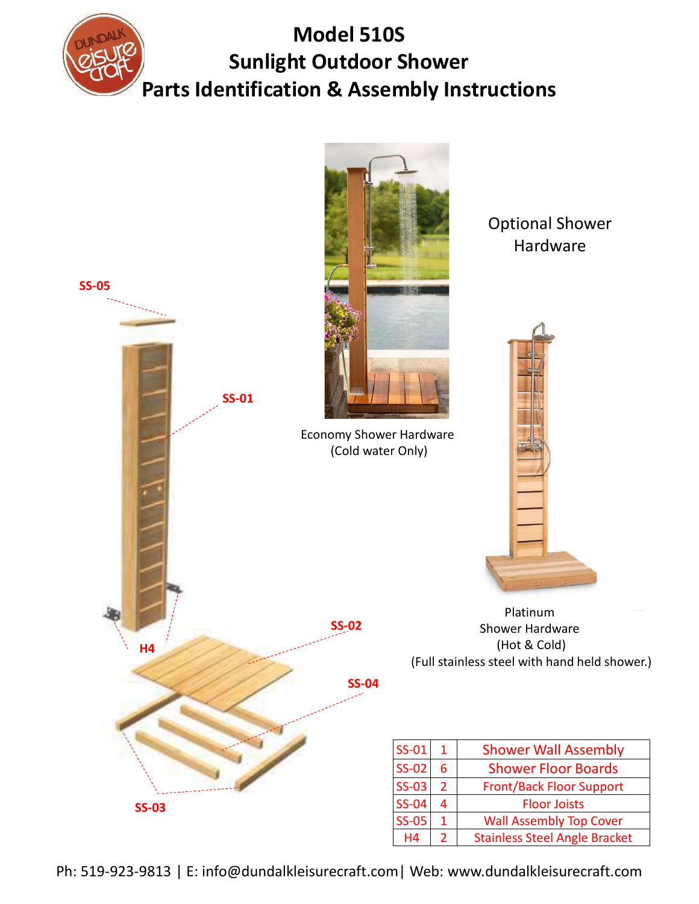# Model 510S
# Sunlight Outdoor Shower
# Parts Identification & Assembly Instructions

SS-05

SS-01

H4

SS-02

SS-04

SS-03

Economy Shower Hardware
(Cold water Only)

Optional Shower Hardware

Platinum
Shower Hardware
(Hot & Cold)
(Full stainless steel with hand held shower.)

| SS-01 | 1 | Shower Wall Assembly |
|---|---|---|
| SS-02 | 6 | Shower Floor Boards |
| SS-03 | 2 | Front/Back Floor Support |
| SS-04 | 4 | Floor Joists |
| SS-05 | 1 | Wall Assembly Top Cover |
| H4 | 2 | Stainless Steel Angle Bracket |

Ph: 519-923-9813 | E: info@dundalkleisurecraft.com| Web: www.dundalkleisurecraft.com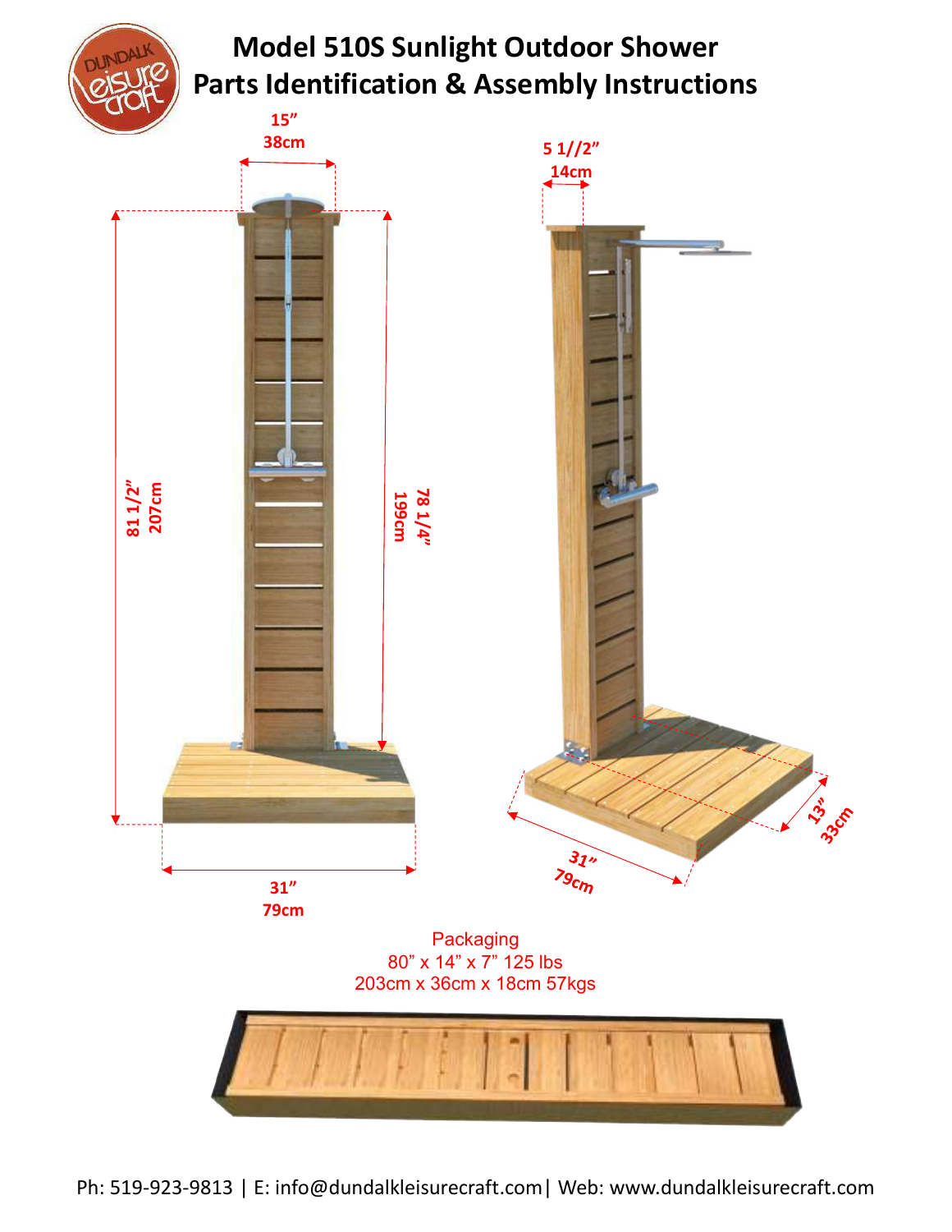# Model 510S Sunlight Outdoor Shower
# Parts Identification & Assembly Instructions

15”
38cm

5 1//2”
14cm

81 1/2”
207cm

78 1/4”
199cm

31”
79cm

31”
79cm

13”
33cm

Packaging
80” x 14” x 7” 125 lbs
203cm x 36cm x 18cm 57kgs

Ph: 519-923-9813 | E: info@dundalkleisurecraft.com| Web: www.dundalkleisurecraft.com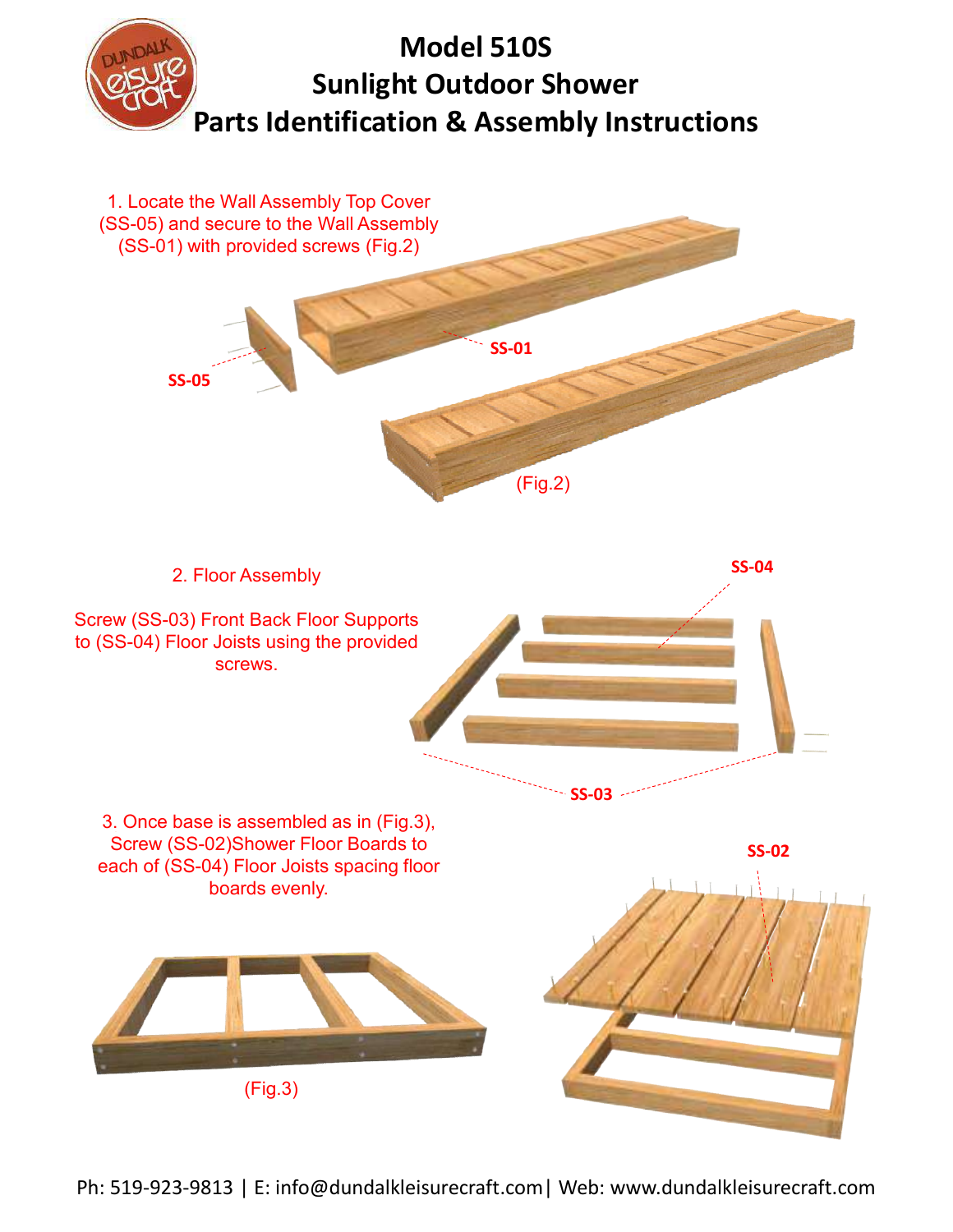# Model 510S
# Sunlight Outdoor Shower
# Parts Identification & Assembly Instructions

1. Locate the Wall Assembly Top Cover (SS-05) and secure to the Wall Assembly (SS-01) with provided screws (Fig.2)

**SS-01**

**SS-05**

(Fig.2)

2. Floor Assembly

Screw (SS-03) Front Back Floor Supports to (SS-04) Floor Joists using the provided screws.

**SS-04**

**SS-03**

3. Once base is assembled as in (Fig.3), Screw (SS-02)Shower Floor Boards to each of (SS-04) Floor Joists spacing floor boards evenly.

**SS-02**

(Fig.3)

Ph: 519-923-9813 | E: info@dundalkleisurecraft.com| Web: www.dundalkleisurecraft.com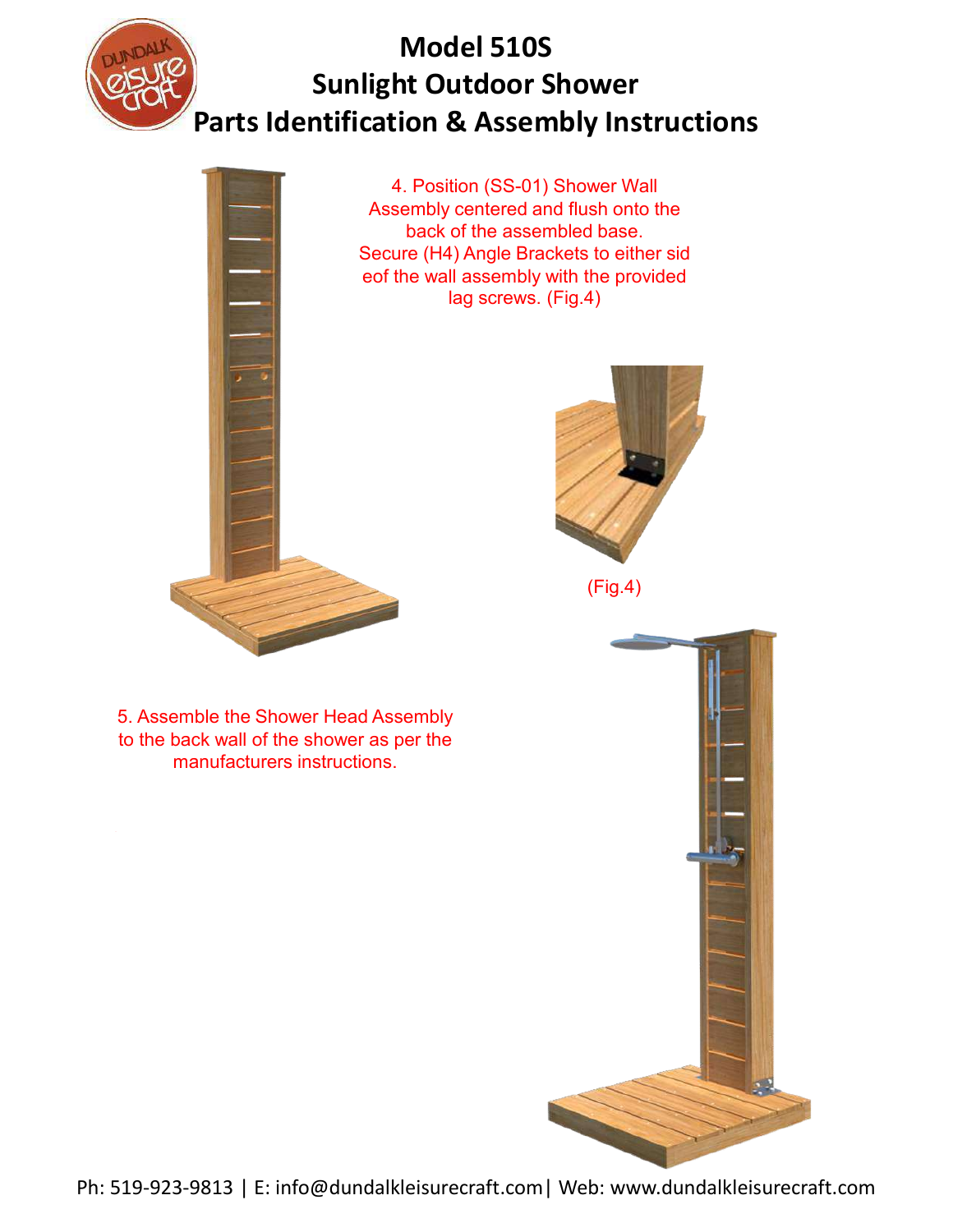# Model 510S
# Sunlight Outdoor Shower
# Parts Identification & Assembly Instructions

4. Position (SS-01) Shower Wall Assembly centered and flush onto the back of the assembled base. Secure (H4) Angle Brackets to either sid eof the wall assembly with the provided lag screws. (Fig.4)

(Fig.4)

5. Assemble the Shower Head Assembly to the back wall of the shower as per the manufacturers instructions.